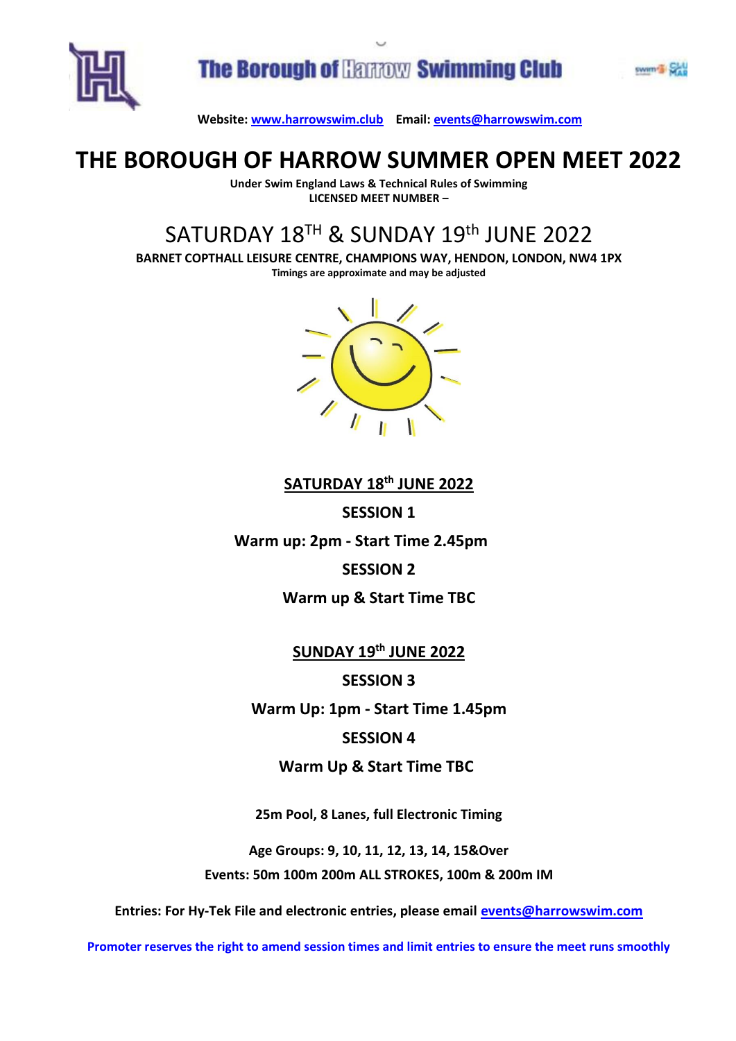# The Borough of Harrow Swimming Club

**Website:** [www.harrowswim.club](http://www.harrowswim.club) **Email:** [events@harrowswim.com](mailto:events@harrowswim.com)

# THE BOROUGH OF HARROW SUMMER OPEN MEET 2022

**Under Swim England Laws & Technical Rules of Swimming**
**LICENSED MEET NUMBER –**

## SATURDAY 18TH & SUNDAY 19th JUNE 2022

**BARNET COPTHALL LEISURE CENTRE, CHAMPIONS WAY, HENDON, LONDON, NW4 1PX**
**Timings are approximate and may be adjusted**

**SATURDAY 18th JUNE 2022**

**SESSION 1**

**Warm up: 2pm - Start Time 2.45pm**

**SESSION 2**

**Warm up & Start Time TBC**

**SUNDAY 19th JUNE 2022**

**SESSION 3**

**Warm Up: 1pm - Start Time 1.45pm**

**SESSION 4**

**Warm Up & Start Time TBC**

**25m Pool, 8 Lanes, full Electronic Timing**

**Age Groups: 9, 10, 11, 12, 13, 14, 15&Over**
**Events: 50m 100m 200m ALL STROKES, 100m & 200m IM**

**Entries: For Hy-Tek File and electronic entries, please email [events@harrowswim.com](mailto:events@harrowswim.com)**

**Promoter reserves the right to amend session times and limit entries to ensure the meet runs smoothly**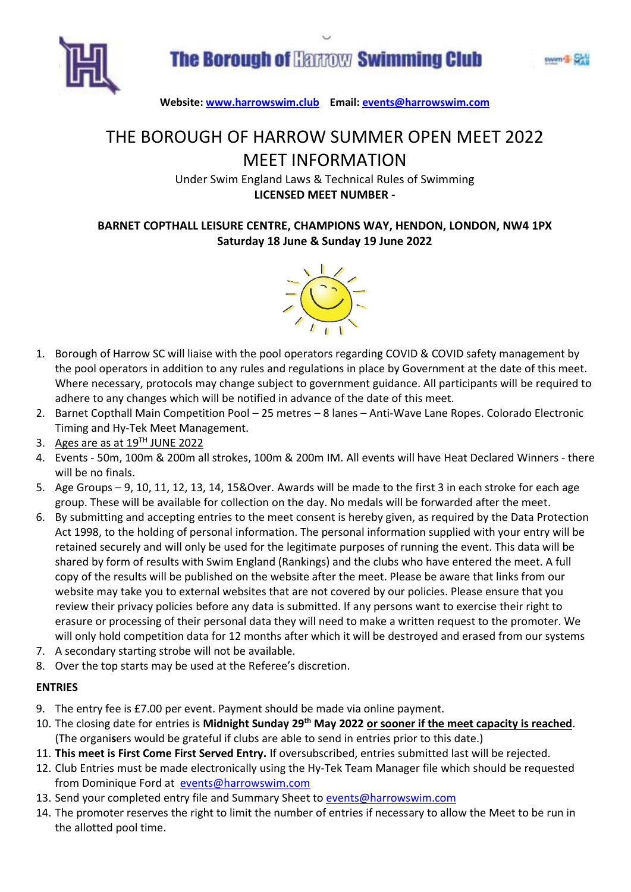**The Borough of Harrow Swimming Club**

**Website:** www.harrowswim.club **Email:** events@harrowswim.com

# THE BOROUGH OF HARROW SUMMER OPEN MEET 2022
# MEET INFORMATION

Under Swim England Laws & Technical Rules of Swimming

**LICENSED MEET NUMBER -**

**BARNET COPTHALL LEISURE CENTRE, CHAMPIONS WAY, HENDON, LONDON, NW4 1PX**
**Saturday 18 June & Sunday 19 June 2022**

1. Borough of Harrow SC will liaise with the pool operators regarding COVID & COVID safety management by the pool operators in addition to any rules and regulations in place by Government at the date of this meet. Where necessary, protocols may change subject to government guidance. All participants will be required to adhere to any changes which will be notified in advance of the date of this meet.
2. Barnet Copthall Main Competition Pool – 25 metres – 8 lanes – Anti-Wave Lane Ropes. Colorado Electronic Timing and Hy-Tek Meet Management.
3. Ages are as at 19TH JUNE 2022
4. Events - 50m, 100m & 200m all strokes, 100m & 200m IM. All events will have Heat Declared Winners - there will be no finals.
5. Age Groups – 9, 10, 11, 12, 13, 14, 15&Over. Awards will be made to the first 3 in each stroke for each age group. These will be available for collection on the day. No medals will be forwarded after the meet.
6. By submitting and accepting entries to the meet consent is hereby given, as required by the Data Protection Act 1998, to the holding of personal information. The personal information supplied with your entry will be retained securely and will only be used for the legitimate purposes of running the event. This data will be shared by form of results with Swim England (Rankings) and the clubs who have entered the meet. A full copy of the results will be published on the website after the meet. Please be aware that links from our website may take you to external websites that are not covered by our policies. Please ensure that you review their privacy policies before any data is submitted. If any persons want to exercise their right to erasure or processing of their personal data they will need to make a written request to the promoter. We will only hold competition data for 12 months after which it will be destroyed and erased from our systems
7. A secondary starting strobe will not be available.
8. Over the top starts may be used at the Referee's discretion.

**ENTRIES**

9. The entry fee is £7.00 per event. Payment should be made via online payment.
10. The closing date for entries is **Midnight Sunday 29th May 2022** **or sooner if the meet capacity is reached**. (The organisers would be grateful if clubs are able to send in entries prior to this date.)
11. **This meet is First Come First Served Entry.** If oversubscribed, entries submitted last will be rejected.
12. Club Entries must be made electronically using the Hy-Tek Team Manager file which should be requested from Dominique Ford at events@harrowswim.com
13. Send your completed entry file and Summary Sheet to events@harrowswim.com
14. The promoter reserves the right to limit the number of entries if necessary to allow the Meet to be run in the allotted pool time.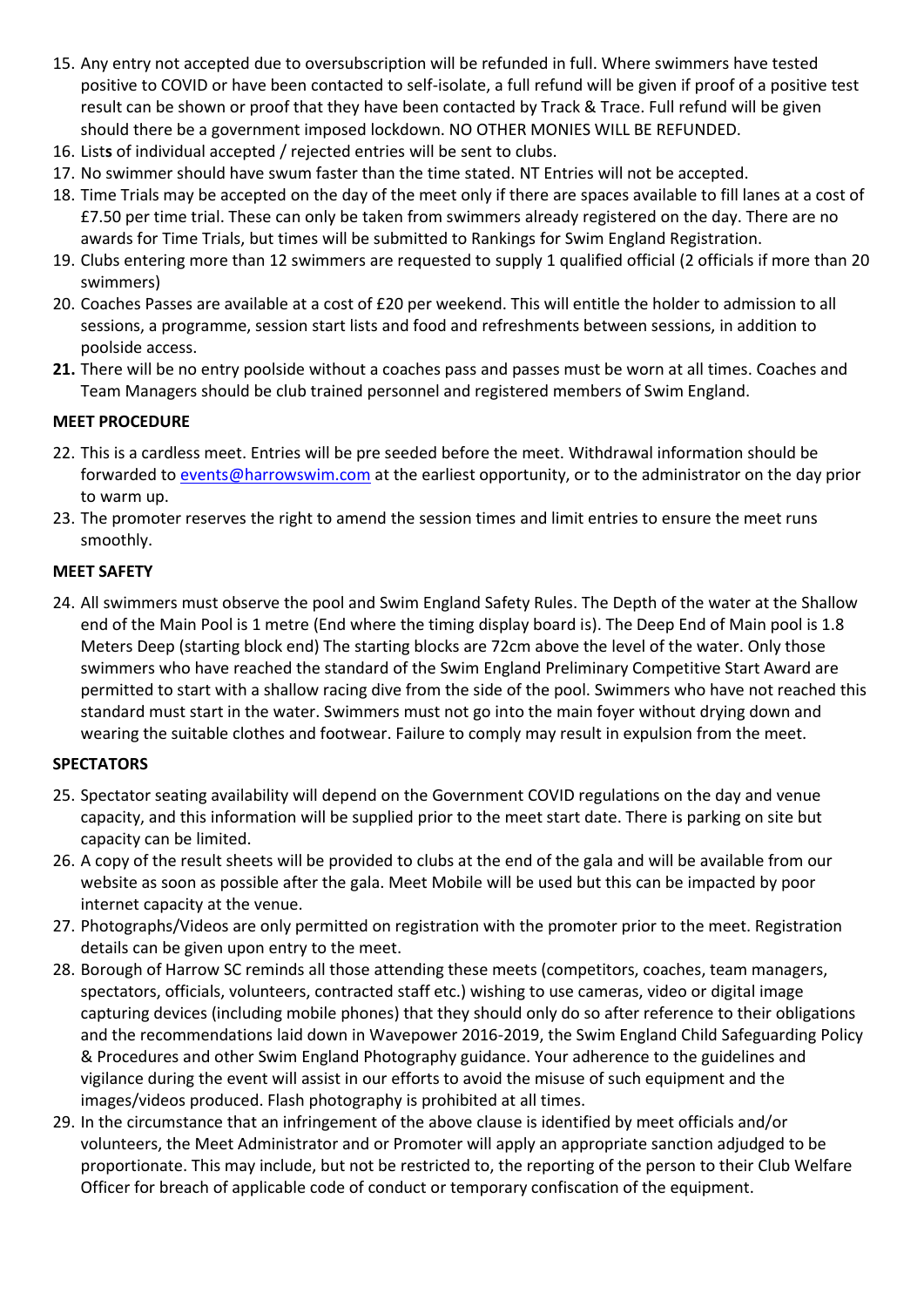15. Any entry not accepted due to oversubscription will be refunded in full. Where swimmers have tested positive to COVID or have been contacted to self-isolate, a full refund will be given if proof of a positive test result can be shown or proof that they have been contacted by Track & Trace. Full refund will be given should there be a government imposed lockdown. NO OTHER MONIES WILL BE REFUNDED.
16. Lists of individual accepted / rejected entries will be sent to clubs.
17. No swimmer should have swum faster than the time stated. NT Entries will not be accepted.
18. Time Trials may be accepted on the day of the meet only if there are spaces available to fill lanes at a cost of £7.50 per time trial. These can only be taken from swimmers already registered on the day. There are no awards for Time Trials, but times will be submitted to Rankings for Swim England Registration.
19. Clubs entering more than 12 swimmers are requested to supply 1 qualified official (2 officials if more than 20 swimmers)
20. Coaches Passes are available at a cost of £20 per weekend. This will entitle the holder to admission to all sessions, a programme, session start lists and food and refreshments between sessions, in addition to poolside access.
21. There will be no entry poolside without a coaches pass and passes must be worn at all times. Coaches and Team Managers should be club trained personnel and registered members of Swim England.

**MEET PROCEDURE**

22. This is a cardless meet. Entries will be pre seeded before the meet. Withdrawal information should be forwarded to events@harrowswim.com at the earliest opportunity, or to the administrator on the day prior to warm up.
23. The promoter reserves the right to amend the session times and limit entries to ensure the meet runs smoothly.

**MEET SAFETY**

24. All swimmers must observe the pool and Swim England Safety Rules. The Depth of the water at the Shallow end of the Main Pool is 1 metre (End where the timing display board is). The Deep End of Main pool is 1.8 Meters Deep (starting block end) The starting blocks are 72cm above the level of the water. Only those swimmers who have reached the standard of the Swim England Preliminary Competitive Start Award are permitted to start with a shallow racing dive from the side of the pool. Swimmers who have not reached this standard must start in the water. Swimmers must not go into the main foyer without drying down and wearing the suitable clothes and footwear. Failure to comply may result in expulsion from the meet.

**SPECTATORS**

25. Spectator seating availability will depend on the Government COVID regulations on the day and venue capacity, and this information will be supplied prior to the meet start date. There is parking on site but capacity can be limited.
26. A copy of the result sheets will be provided to clubs at the end of the gala and will be available from our website as soon as possible after the gala. Meet Mobile will be used but this can be impacted by poor internet capacity at the venue.
27. Photographs/Videos are only permitted on registration with the promoter prior to the meet. Registration details can be given upon entry to the meet.
28. Borough of Harrow SC reminds all those attending these meets (competitors, coaches, team managers, spectators, officials, volunteers, contracted staff etc.) wishing to use cameras, video or digital image capturing devices (including mobile phones) that they should only do so after reference to their obligations and the recommendations laid down in Wavepower 2016-2019, the Swim England Child Safeguarding Policy & Procedures and other Swim England Photography guidance. Your adherence to the guidelines and vigilance during the event will assist in our efforts to avoid the misuse of such equipment and the images/videos produced. Flash photography is prohibited at all times.
29. In the circumstance that an infringement of the above clause is identified by meet officials and/or volunteers, the Meet Administrator and or Promoter will apply an appropriate sanction adjudged to be proportionate. This may include, but not be restricted to, the reporting of the person to their Club Welfare Officer for breach of applicable code of conduct or temporary confiscation of the equipment.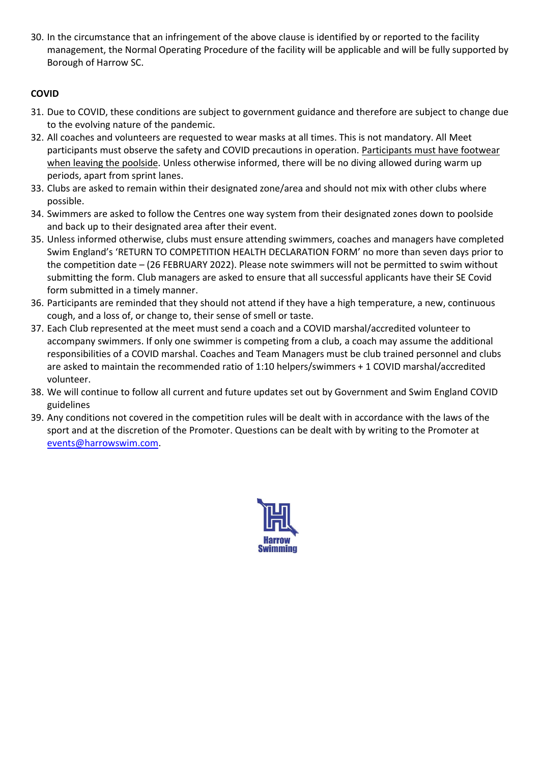30. In the circumstance that an infringement of the above clause is identified by or reported to the facility management, the Normal Operating Procedure of the facility will be applicable and will be fully supported by Borough of Harrow SC.

**COVID**

31. Due to COVID, these conditions are subject to government guidance and therefore are subject to change due to the evolving nature of the pandemic.
32. All coaches and volunteers are requested to wear masks at all times. This is not mandatory. All Meet participants must observe the safety and COVID precautions in operation. Participants must have footwear when leaving the poolside. Unless otherwise informed, there will be no diving allowed during warm up periods, apart from sprint lanes.
33. Clubs are asked to remain within their designated zone/area and should not mix with other clubs where possible.
34. Swimmers are asked to follow the Centres one way system from their designated zones down to poolside and back up to their designated area after their event.
35. Unless informed otherwise, clubs must ensure attending swimmers, coaches and managers have completed Swim England's 'RETURN TO COMPETITION HEALTH DECLARATION FORM' no more than seven days prior to the competition date – (26 FEBRUARY 2022). Please note swimmers will not be permitted to swim without submitting the form. Club managers are asked to ensure that all successful applicants have their SE Covid form submitted in a timely manner.
36. Participants are reminded that they should not attend if they have a high temperature, a new, continuous cough, and a loss of, or change to, their sense of smell or taste.
37. Each Club represented at the meet must send a coach and a COVID marshal/accredited volunteer to accompany swimmers. If only one swimmer is competing from a club, a coach may assume the additional responsibilities of a COVID marshal. Coaches and Team Managers must be club trained personnel and clubs are asked to maintain the recommended ratio of 1:10 helpers/swimmers + 1 COVID marshal/accredited volunteer.
38. We will continue to follow all current and future updates set out by Government and Swim England COVID guidelines
39. Any conditions not covered in the competition rules will be dealt with in accordance with the laws of the sport and at the discretion of the Promoter. Questions can be dealt with by writing to the Promoter at events@harrowswim.com.

Harrow Swimming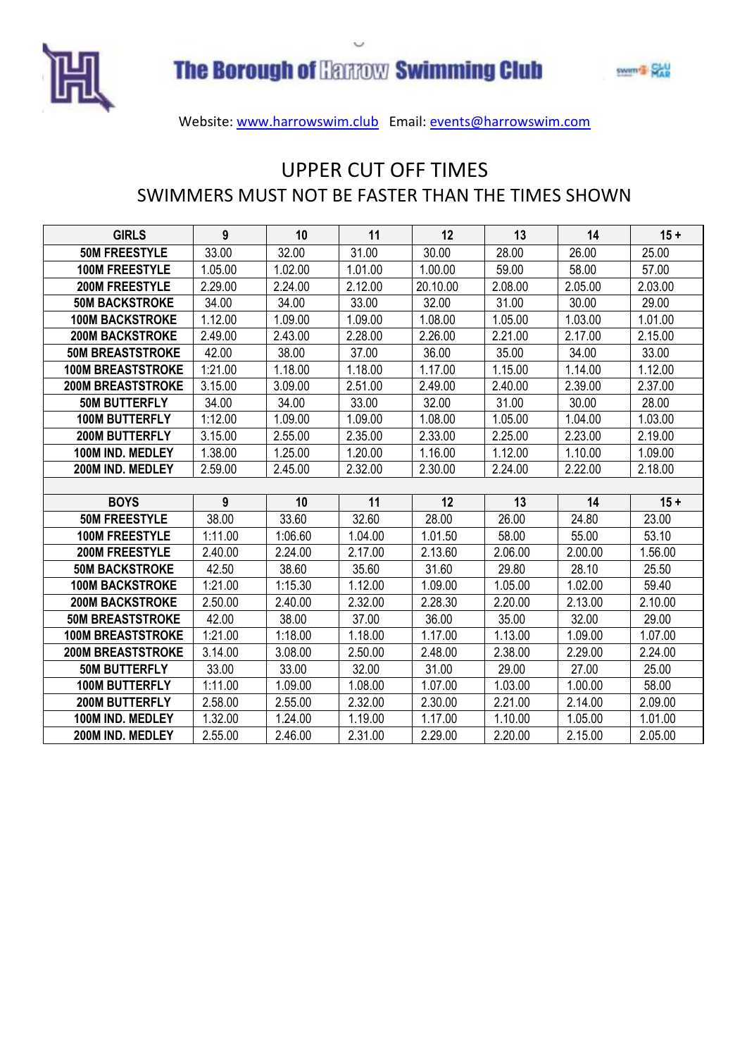# The Borough of Harrow Swimming Club

Website: www.harrowswim.club Email: events@harrowswim.com

## UPPER CUT OFF TIMES

### SWIMMERS MUST NOT BE FASTER THAN THE TIMES SHOWN

| GIRLS | 9 | 10 | 11 | 12 | 13 | 14 | 15 + |
|---|---|---|---|---|---|---|---|
| 50M FREESTYLE | 33.00 | 32.00 | 31.00 | 30.00 | 28.00 | 26.00 | 25.00 |
| 100M FREESTYLE | 1.05.00 | 1.02.00 | 1.01.00 | 1.00.00 | 59.00 | 58.00 | 57.00 |
| 200M FREESTYLE | 2.29.00 | 2.24.00 | 2.12.00 | 20.10.00 | 2.08.00 | 2.05.00 | 2.03.00 |
| 50M BACKSTROKE | 34.00 | 34.00 | 33.00 | 32.00 | 31.00 | 30.00 | 29.00 |
| 100M BACKSTROKE | 1.12.00 | 1.09.00 | 1.09.00 | 1.08.00 | 1.05.00 | 1.03.00 | 1.01.00 |
| 200M BACKSTROKE | 2.49.00 | 2.43.00 | 2.28.00 | 2.26.00 | 2.21.00 | 2.17.00 | 2.15.00 |
| 50M BREASTSTROKE | 42.00 | 38.00 | 37.00 | 36.00 | 35.00 | 34.00 | 33.00 |
| 100M BREASTSTROKE | 1:21.00 | 1.18.00 | 1.18.00 | 1.17.00 | 1.15.00 | 1.14.00 | 1.12.00 |
| 200M BREASTSTROKE | 3.15.00 | 3.09.00 | 2.51.00 | 2.49.00 | 2.40.00 | 2.39.00 | 2.37.00 |
| 50M BUTTERFLY | 34.00 | 34.00 | 33.00 | 32.00 | 31.00 | 30.00 | 28.00 |
| 100M BUTTERFLY | 1:12.00 | 1.09.00 | 1.09.00 | 1.08.00 | 1.05.00 | 1.04.00 | 1.03.00 |
| 200M BUTTERFLY | 3.15.00 | 2.55.00 | 2.35.00 | 2.33.00 | 2.25.00 | 2.23.00 | 2.19.00 |
| 100M IND. MEDLEY | 1.38.00 | 1.25.00 | 1.20.00 | 1.16.00 | 1.12.00 | 1.10.00 | 1.09.00 |
| 200M IND. MEDLEY | 2.59.00 | 2.45.00 | 2.32.00 | 2.30.00 | 2.24.00 | 2.22.00 | 2.18.00 |

| BOYS | 9 | 10 | 11 | 12 | 13 | 14 | 15 + |
|---|---|---|---|---|---|---|---|
| 50M FREESTYLE | 38.00 | 33.60 | 32.60 | 28.00 | 26.00 | 24.80 | 23.00 |
| 100M FREESTYLE | 1:11.00 | 1:06.60 | 1.04.00 | 1.01.50 | 58.00 | 55.00 | 53.10 |
| 200M FREESTYLE | 2.40.00 | 2.24.00 | 2.17.00 | 2.13.60 | 2.06.00 | 2.00.00 | 1.56.00 |
| 50M BACKSTROKE | 42.50 | 38.60 | 35.60 | 31.60 | 29.80 | 28.10 | 25.50 |
| 100M BACKSTROKE | 1:21.00 | 1:15.30 | 1.12.00 | 1.09.00 | 1.05.00 | 1.02.00 | 59.40 |
| 200M BACKSTROKE | 2.50.00 | 2.40.00 | 2.32.00 | 2.28.30 | 2.20.00 | 2.13.00 | 2.10.00 |
| 50M BREASTSTROKE | 42.00 | 38.00 | 37.00 | 36.00 | 35.00 | 32.00 | 29.00 |
| 100M BREASTSTROKE | 1:21.00 | 1:18.00 | 1.18.00 | 1.17.00 | 1.13.00 | 1.09.00 | 1.07.00 |
| 200M BREASTSTROKE | 3.14.00 | 3.08.00 | 2.50.00 | 2.48.00 | 2.38.00 | 2.29.00 | 2.24.00 |
| 50M BUTTERFLY | 33.00 | 33.00 | 32.00 | 31.00 | 29.00 | 27.00 | 25.00 |
| 100M BUTTERFLY | 1:11.00 | 1.09.00 | 1.08.00 | 1.07.00 | 1.03.00 | 1.00.00 | 58.00 |
| 200M BUTTERFLY | 2.58.00 | 2.55.00 | 2.32.00 | 2.30.00 | 2.21.00 | 2.14.00 | 2.09.00 |
| 100M IND. MEDLEY | 1.32.00 | 1.24.00 | 1.19.00 | 1.17.00 | 1.10.00 | 1.05.00 | 1.01.00 |
| 200M IND. MEDLEY | 2.55.00 | 2.46.00 | 2.31.00 | 2.29.00 | 2.20.00 | 2.15.00 | 2.05.00 |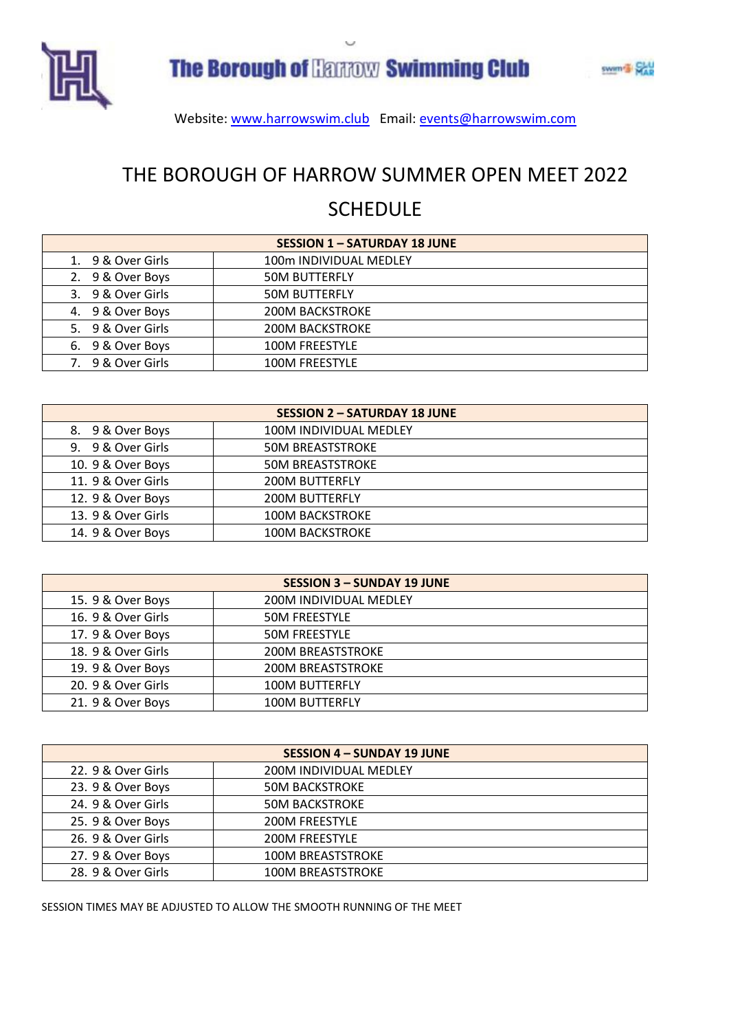# The Borough of Harrow Swimming Club

Website: www.harrowswim.club Email: events@harrowswim.com

## THE BOROUGH OF HARROW SUMMER OPEN MEET 2022

## SCHEDULE

| SESSION 1 – SATURDAY 18 JUNE | |
|---|---|
| 1. 9 & Over Girls | 100m INDIVIDUAL MEDLEY |
| 2. 9 & Over Boys | 50M BUTTERFLY |
| 3. 9 & Over Girls | 50M BUTTERFLY |
| 4. 9 & Over Boys | 200M BACKSTROKE |
| 5. 9 & Over Girls | 200M BACKSTROKE |
| 6. 9 & Over Boys | 100M FREESTYLE |
| 7. 9 & Over Girls | 100M FREESTYLE |

| SESSION 2 – SATURDAY 18 JUNE | |
|---|---|
| 8. 9 & Over Boys | 100M INDIVIDUAL MEDLEY |
| 9. 9 & Over Girls | 50M BREASTSTROKE |
| 10. 9 & Over Boys | 50M BREASTSTROKE |
| 11. 9 & Over Girls | 200M BUTTERFLY |
| 12. 9 & Over Boys | 200M BUTTERFLY |
| 13. 9 & Over Girls | 100M BACKSTROKE |
| 14. 9 & Over Boys | 100M BACKSTROKE |

| SESSION 3 – SUNDAY 19 JUNE | |
|---|---|
| 15. 9 & Over Boys | 200M INDIVIDUAL MEDLEY |
| 16. 9 & Over Girls | 50M FREESTYLE |
| 17. 9 & Over Boys | 50M FREESTYLE |
| 18. 9 & Over Girls | 200M BREASTSTROKE |
| 19. 9 & Over Boys | 200M BREASTSTROKE |
| 20. 9 & Over Girls | 100M BUTTERFLY |
| 21. 9 & Over Boys | 100M BUTTERFLY |

| SESSION 4 – SUNDAY 19 JUNE | |
|---|---|
| 22. 9 & Over Girls | 200M INDIVIDUAL MEDLEY |
| 23. 9 & Over Boys | 50M BACKSTROKE |
| 24. 9 & Over Girls | 50M BACKSTROKE |
| 25. 9 & Over Boys | 200M FREESTYLE |
| 26. 9 & Over Girls | 200M FREESTYLE |
| 27. 9 & Over Boys | 100M BREASTSTROKE |
| 28. 9 & Over Girls | 100M BREASTSTROKE |

SESSION TIMES MAY BE ADJUSTED TO ALLOW THE SMOOTH RUNNING OF THE MEET